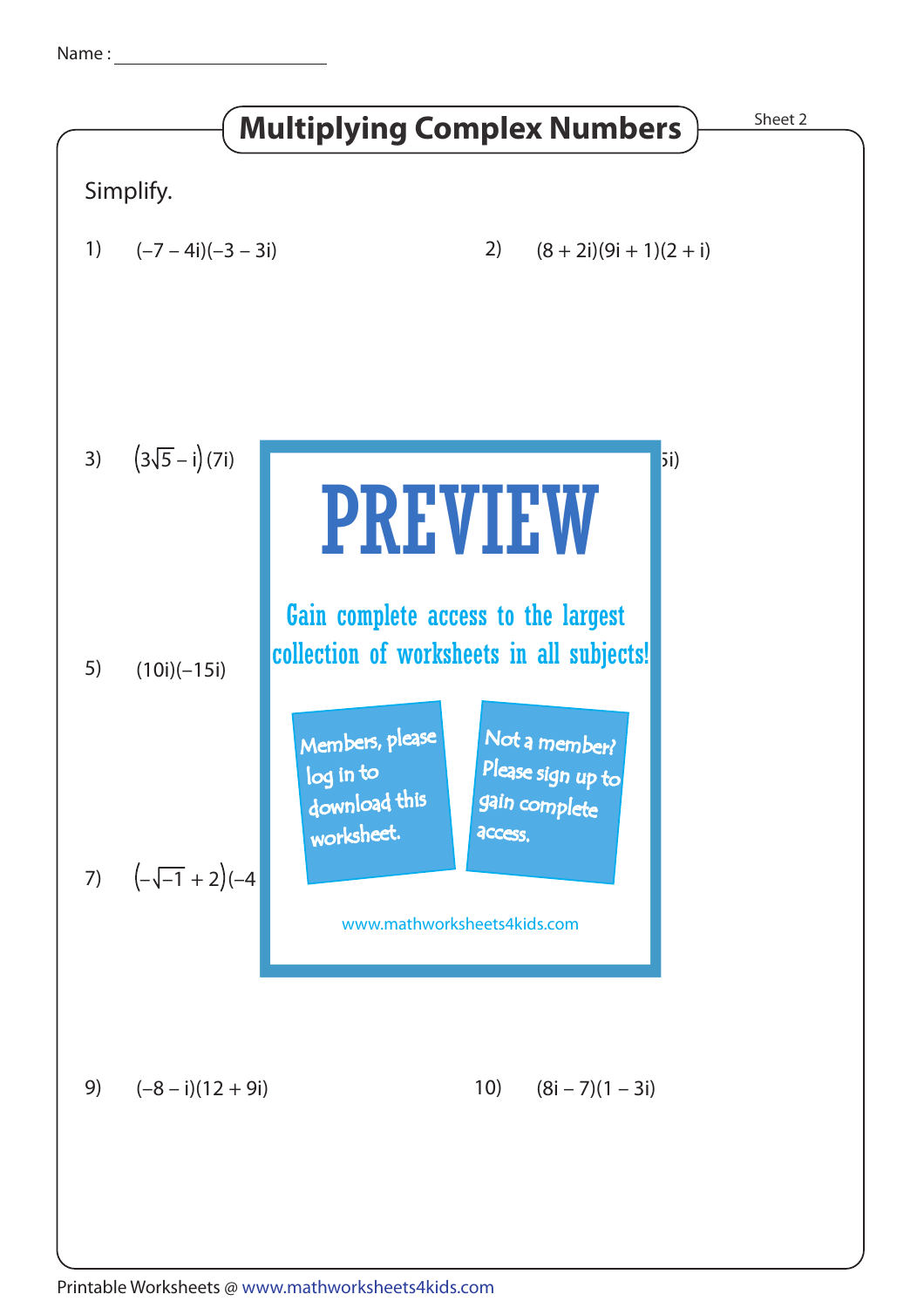Name : ____________________

# Multiplying Complex Numbers

Sheet 2

Simplify.

1) $(-7 - 4i)(-3 - 3i)$

2) $(8 + 2i)(9i + 1)(2 + i)$

3) $(3\sqrt{5} - i)(7i)$

5i)

5) $(10i)(-15i)$

7) $(-\sqrt{-1} + 2)(-4$

PREVIEW

Gain complete access to the largest collection of worksheets in all subjects!

Members, please log in to download this worksheet.

Not a member? Please sign up to gain complete access.

www.mathworksheets4kids.com

9) $(-8 - i)(12 + 9i)$

10) $(8i - 7)(1 - 3i)$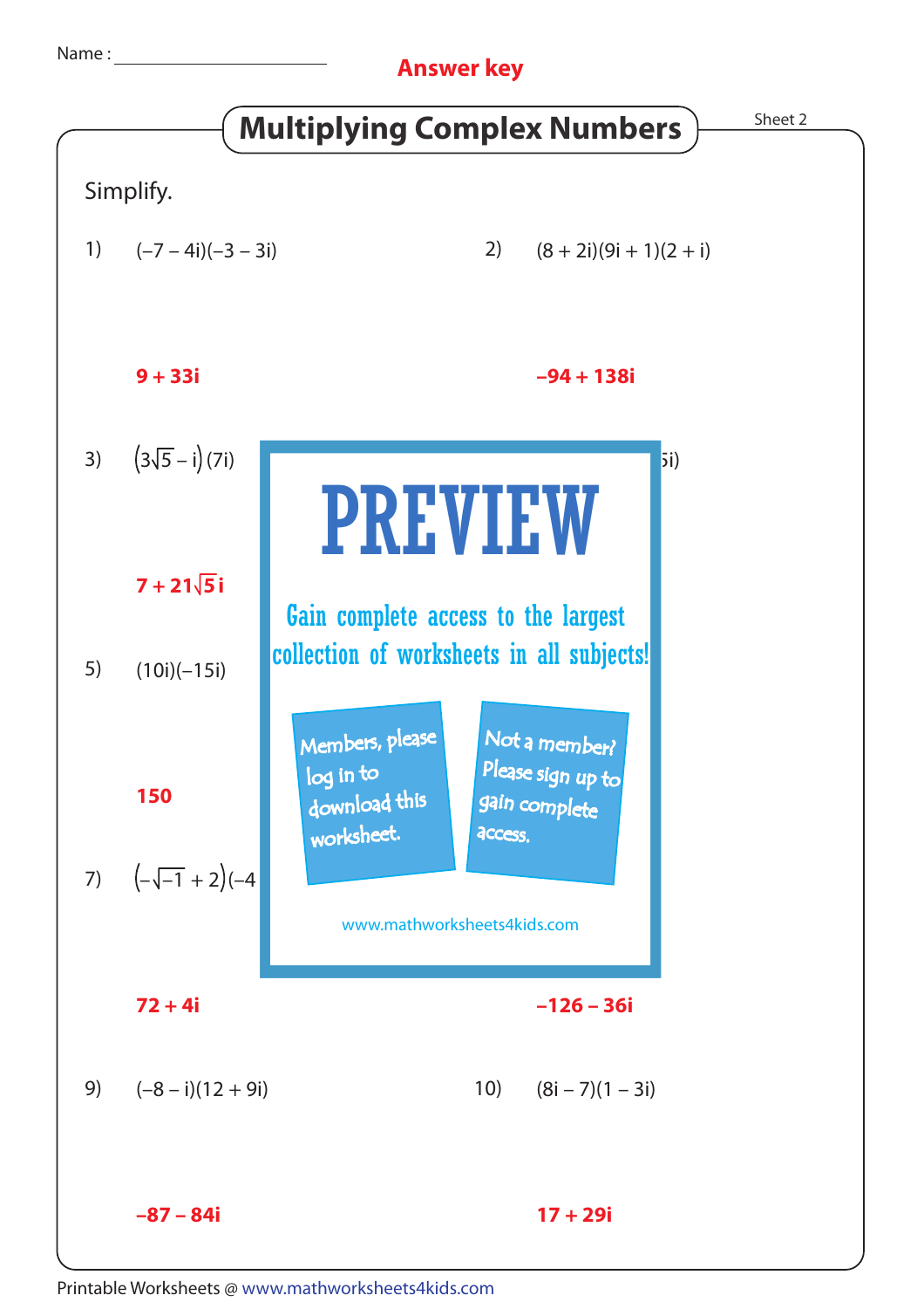Name : ____________________

**Answer key**

# Multiplying Complex Numbers

Sheet 2

Simplify.

1) $(-7 - 4i)(-3 - 3i)$

**$9 + 33i$**

2) $(8 + 2i)(9i + 1)(2 + i)$

**$-94 + 138i$**

3) $\left(3\sqrt{5} - i\right)(7i)$

**$7 + 21\sqrt{5}\,i$**

4) 5i)

5) $(10i)(-15i)$

**$150$**

PREVIEW

Gain complete access to the largest collection of worksheets in all subjects!

Members, please log in to download this worksheet.

Not a member? Please sign up to gain complete access.

www.mathworksheets4kids.com

7) $\left(-\sqrt{-1} + 2\right)(-4$

**$72 + 4i$**

**$-126 - 36i$**

9) $(-8 - i)(12 + 9i)$

**$-87 - 84i$**

10) $(8i - 7)(1 - 3i)$

**$17 + 29i$**

Printable Worksheets @ www.mathworksheets4kids.com